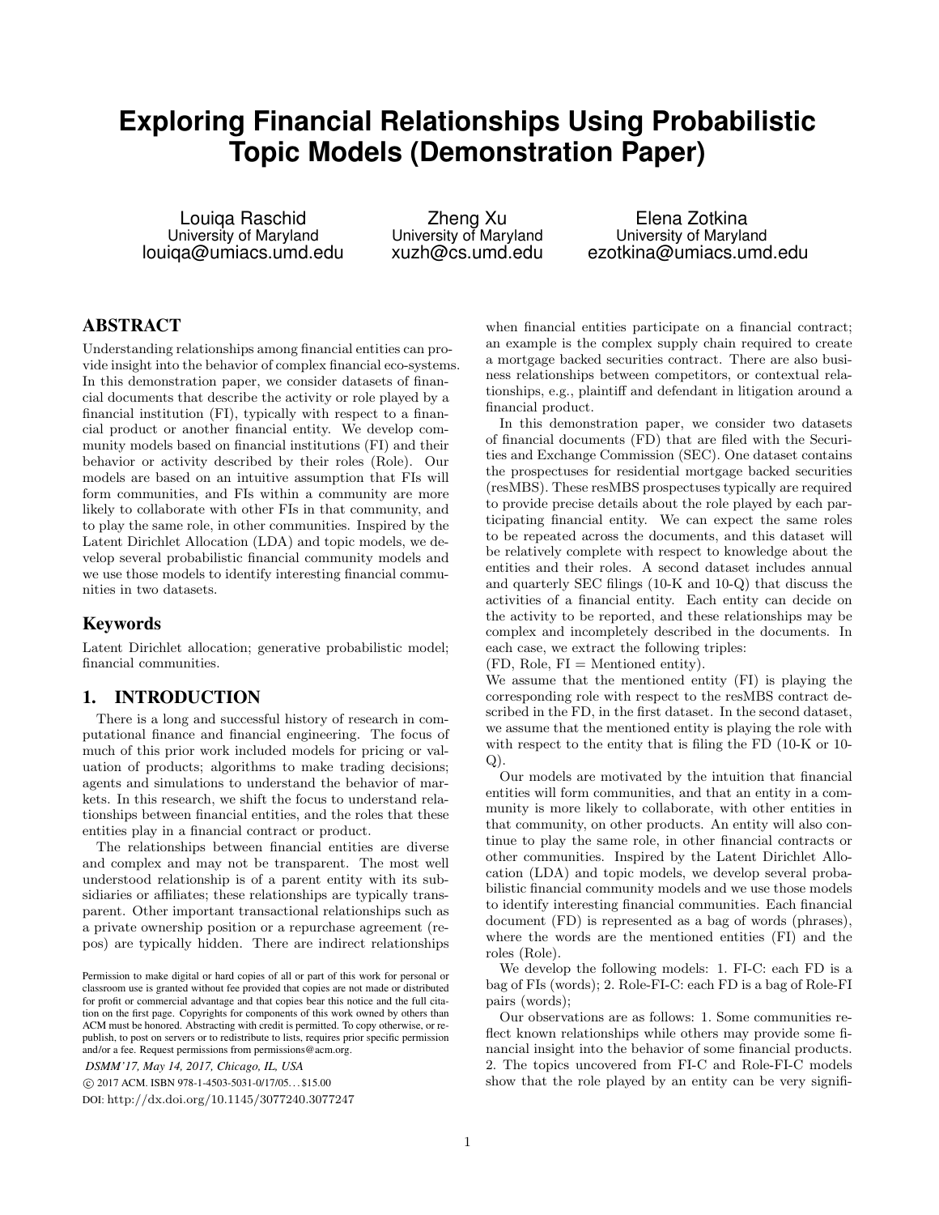# Exploring Financial Relationships Using Probabilistic Topic Models (Demonstration Paper)

Louiqa Raschid
University of Maryland
louiqa@umiacs.umd.edu

Zheng Xu
University of Maryland
xuzh@cs.umd.edu

Elena Zotkina
University of Maryland
ezotkina@umiacs.umd.edu

## ABSTRACT

Understanding relationships among financial entities can provide insight into the behavior of complex financial eco-systems. In this demonstration paper, we consider datasets of financial documents that describe the activity or role played by a financial institution (FI), typically with respect to a financial product or another financial entity. We develop community models based on financial institutions (FI) and their behavior or activity described by their roles (Role). Our models are based on an intuitive assumption that FIs will form communities, and FIs within a community are more likely to collaborate with other FIs in that community, and to play the same role, in other communities. Inspired by the Latent Dirichlet Allocation (LDA) and topic models, we develop several probabilistic financial community models and we use those models to identify interesting financial communities in two datasets.

## Keywords

Latent Dirichlet allocation; generative probabilistic model; financial communities.

## 1. INTRODUCTION

There is a long and successful history of research in computational finance and financial engineering. The focus of much of this prior work included models for pricing or valuation of products; algorithms to make trading decisions; agents and simulations to understand the behavior of markets. In this research, we shift the focus to understand relationships between financial entities, and the roles that these entities play in a financial contract or product.

The relationships between financial entities are diverse and complex and may not be transparent. The most well understood relationship is of a parent entity with its subsidiaries or affiliates; these relationships are typically transparent. Other important transactional relationships such as a private ownership position or a repurchase agreement (repos) are typically hidden. There are indirect relationships when financial entities participate on a financial contract; an example is the complex supply chain required to create a mortgage backed securities contract. There are also business relationships between competitors, or contextual relationships, e.g., plaintiff and defendant in litigation around a financial product.

Permission to make digital or hard copies of all or part of this work for personal or classroom use is granted without fee provided that copies are not made or distributed for profit or commercial advantage and that copies bear this notice and the full citation on the first page. Copyrights for components of this work owned by others than ACM must be honored. Abstracting with credit is permitted. To copy otherwise, or republish, to post on servers or to redistribute to lists, requires prior specific permission and/or a fee. Request permissions from permissions@acm.org.

*DSMM'17, May 14, 2017, Chicago, IL, USA*
© 2017 ACM. ISBN 978-1-4503-5031-0/17/05...$15.00
DOI: http://dx.doi.org/10.1145/3077240.3077247

In this demonstration paper, we consider two datasets of financial documents (FD) that are filed with the Securities and Exchange Commission (SEC). One dataset contains the prospectuses for residential mortgage backed securities (resMBS). These resMBS prospectuses typically are required to provide precise details about the role played by each participating financial entity. We can expect the same roles to be repeated across the documents, and this dataset will be relatively complete with respect to knowledge about the entities and their roles. A second dataset includes annual and quarterly SEC filings (10-K and 10-Q) that discuss the activities of a financial entity. Each entity can decide on the activity to be reported, and these relationships may be complex and incompletely described in the documents. In each case, we extract the following triples:
(FD, Role, FI = Mentioned entity).
We assume that the mentioned entity (FI) is playing the corresponding role with respect to the resMBS contract described in the FD, in the first dataset. In the second dataset, we assume that the mentioned entity is playing the role with with respect to the entity that is filing the FD (10-K or 10-Q).

Our models are motivated by the intuition that financial entities will form communities, and that an entity in a community is more likely to collaborate, with other entities in that community, on other products. An entity will also continue to play the same role, in other financial contracts or other communities. Inspired by the Latent Dirichlet Allocation (LDA) and topic models, we develop several probabilistic financial community models and we use those models to identify interesting financial communities. Each financial document (FD) is represented as a bag of words (phrases), where the words are the mentioned entities (FI) and the roles (Role).

We develop the following models: 1. FI-C: each FD is a bag of FIs (words); 2. Role-FI-C: each FD is a bag of Role-FI pairs (words);

Our observations are as follows: 1. Some communities reflect known relationships while others may provide some financial insight into the behavior of some financial products. 2. The topics uncovered from FI-C and Role-FI-C models show that the role played by an entity can be very signifi-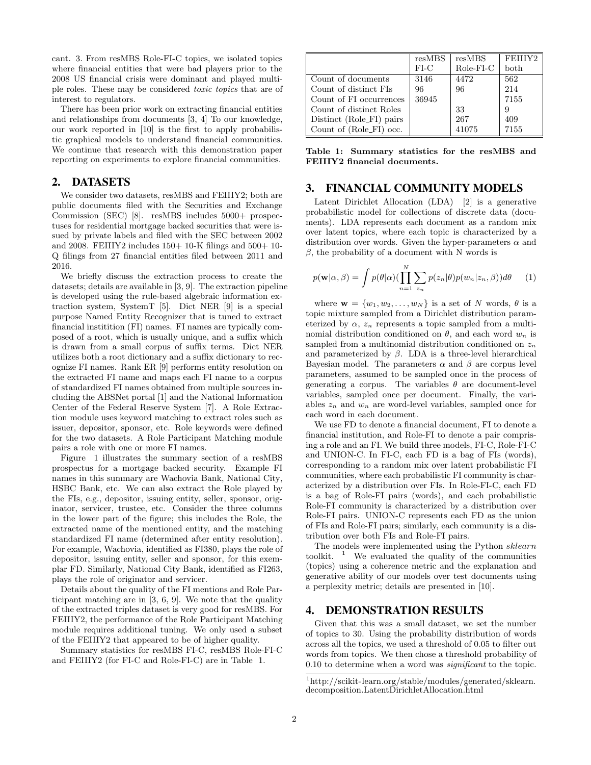cant. 3. From resMBS Role-FI-C topics, we isolated topics where financial entities that were bad players prior to the 2008 US financial crisis were dominant and played multiple roles. These may be considered *toxic topics* that are of interest to regulators.

There has been prior work on extracting financial entities and relationships from documents [3, 4] To our knowledge, our work reported in [10] is the first to apply probabilistic graphical models to understand financial communities. We continue that research with this demonstration paper reporting on experiments to explore financial communities.

## 2. DATASETS

We consider two datasets, resMBS and FEIIIY2; both are public documents filed with the Securities and Exchange Commission (SEC) [8]. resMBS includes 5000+ prospectuses for residential mortgage backed securities that were issued by private labels and filed with the SEC between 2002 and 2008. FEIIIY2 includes 150+ 10-K filings and 500+ 10-Q filings from 27 financial entities filed between 2011 and 2016.

We briefly discuss the extraction process to create the datasets; details are available in [3, 9]. The extraction pipeline is developed using the rule-based algebraic information extraction system, SystemT [5]. Dict NER [9] is a special purpose Named Entity Recognizer that is tuned to extract financial institition (FI) names. FI names are typically composed of a root, which is usually unique, and a suffix which is drawn from a small corpus of suffix terms. Dict NER utilizes both a root dictionary and a suffix dictionary to recognize FI names. Rank ER [9] performs entity resolution on the extracted FI name and maps each FI name to a corpus of standardized FI names obtained from multiple sources including the ABSNet portal [1] and the National Information Center of the Federal Reserve System [7]. A Role Extraction module uses keyword matching to extract roles such as issuer, depositor, sponsor, etc. Role keywords were defined for the two datasets. A Role Participant Matching module pairs a role with one or more FI names.

Figure 1 illustrates the summary section of a resMBS prospectus for a mortgage backed security. Example FI names in this summary are Wachovia Bank, National City, HSBC Bank, etc. We can also extract the Role played by the FIs, e.g., depositor, issuing entity, seller, sponsor, originator, servicer, trustee, etc. Consider the three columns in the lower part of the figure; this includes the Role, the extracted name of the mentioned entity, and the matching standardized FI name (determined after entity resolution). For example, Wachovia, identified as FI380, plays the role of depositor, issuing entity, seller and sponsor, for this exemplar FD. Similarly, National City Bank, identified as FI263, plays the role of originator and servicer.

Details about the quality of the FI mentions and Role Participant matching are in [3, 6, 9]. We note that the quality of the extracted triples dataset is very good for resMBS. For FEIIIY2, the performance of the Role Participant Matching module requires additional tuning. We only used a subset of the FEIIIY2 that appeared to be of higher quality.

Summary statistics for resMBS FI-C, resMBS Role-FI-C and FEIIIY2 (for FI-C and Role-FI-C) are in Table 1.

| | resMBS FI-C | resMBS Role-FI-C | FEIIIY2 both |
|---|---|---|---|
| Count of documents | 3146 | 4472 | 562 |
| Count of distinct FIs | 96 | 96 | 214 |
| Count of FI occurrences | 36945 | | 7155 |
| Count of distinct Roles | | 33 | 9 |
| Distinct (Role_FI) pairs | | 267 | 409 |
| Count of (Role_FI) occ. | | 41075 | 7155 |

**Table 1: Summary statistics for the resMBS and FEIIIY2 financial documents.**

## 3. FINANCIAL COMMUNITY MODELS

Latent Dirichlet Allocation (LDA) [2] is a generative probabilistic model for collections of discrete data (documents). LDA represents each document as a random mix over latent topics, where each topic is characterized by a distribution over words. Given the hyper-parameters $\alpha$ and $\beta$, the probability of a document with N words is

$$p(\mathbf{w}|\alpha,\beta) = \int p(\theta|\alpha)(\prod_{n=1}^{N}\sum_{z_n} p(z_n|\theta)p(w_n|z_n,\beta))d\theta \quad (1)$$

where $\mathbf{w} = \{w_1, w_2, \ldots, w_N\}$ is a set of $N$ words, $\theta$ is a topic mixture sampled from a Dirichlet distribution parameterized by $\alpha$, $z_n$ represents a topic sampled from a multinomial distribution conditioned on $\theta$, and each word $w_n$ is sampled from a multinomial distribution conditioned on $z_n$ and parameterized by $\beta$. LDA is a three-level hierarchical Bayesian model. The parameters $\alpha$ and $\beta$ are corpus level parameters, assumed to be sampled once in the process of generating a corpus. The variables $\theta$ are document-level variables, sampled once per document. Finally, the variables $z_n$ and $w_n$ are word-level variables, sampled once for each word in each document.

We use FD to denote a financial document, FI to denote a financial institution, and Role-FI to denote a pair comprising a role and an FI. We build three models, FI-C, Role-FI-C and UNION-C. In FI-C, each FD is a bag of FIs (words), corresponding to a random mix over latent probabilistic FI communities, where each probabilistic FI community is characterized by a distribution over FIs. In Role-FI-C, each FD is a bag of Role-FI pairs (words), and each probabilistic Role-FI community is characterized by a distribution over Role-FI pairs. UNION-C represents each FD as the union of FIs and Role-FI pairs; similarly, each community is a distribution over both FIs and Role-FI pairs.

The models were implemented using the Python *sklearn* toolkit. [1] We evaluated the quality of the communities (topics) using a coherence metric and the explanation and generative ability of our models over test documents using a perplexity metric; details are presented in [10].

## 4. DEMONSTRATION RESULTS

Given that this was a small dataset, we set the number of topics to 30. Using the probability distribution of words across all the topics, we used a threshold of 0.05 to filter out words from topics. We then chose a threshold probability of 0.10 to determine when a word was *significant* to the topic.

[1] http://scikit-learn.org/stable/modules/generated/sklearn.decomposition.LatentDirichletAllocation.html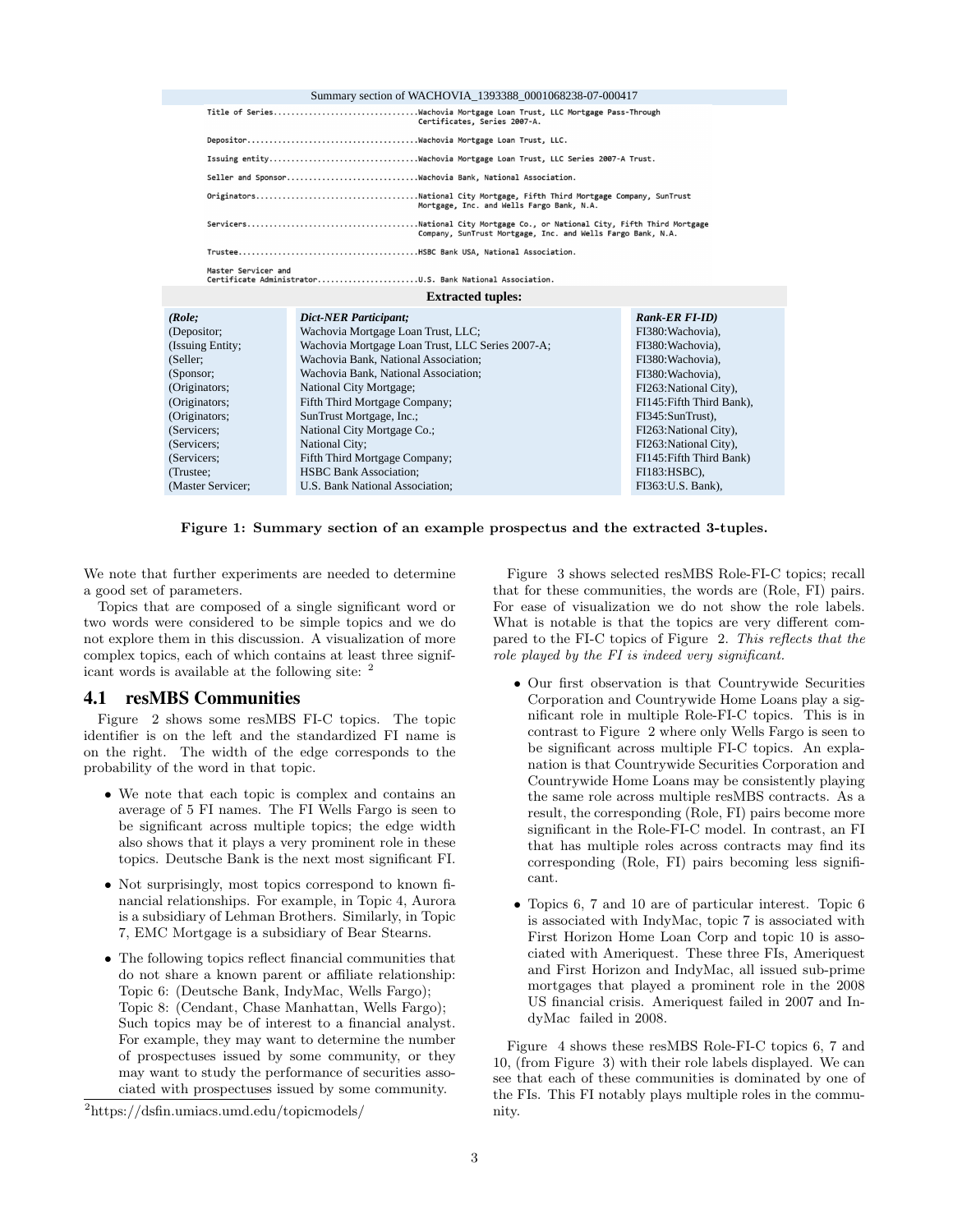Summary section of WACHOVIA_1393388_0001068238-07-000417

```
Title of Series.................................Wachovia Mortgage Loan Trust, LLC Mortgage Pass-Through
                                                 Certificates, Series 2007-A.

Depositor.......................................Wachovia Mortgage Loan Trust, LLC.

Issuing entity..................................Wachovia Mortgage Loan Trust, LLC Series 2007-A Trust.

Seller and Sponsor..............................Wachovia Bank, National Association.

Originators.....................................National City Mortgage, Fifth Third Mortgage Company, SunTrust
                                                 Mortgage, Inc. and Wells Fargo Bank, N.A.

Servicers.......................................National City Mortgage Co., or National City, Fifth Third Mortgage
                                                 Company, SunTrust Mortgage, Inc. and Wells Fargo Bank, N.A.

Trustee.........................................HSBC Bank USA, National Association.

Master Servicer and
Certificate Administrator.......................U.S. Bank National Association.
```

**Extracted tuples:**

| *(Role;* | *Dict-NER Participant;* | *Rank-ER FI-ID)* |
|---|---|---|
| (Depositor; | Wachovia Mortgage Loan Trust, LLC; | FI380:Wachovia), |
| (Issuing Entity; | Wachovia Mortgage Loan Trust, LLC Series 2007-A; | FI380:Wachovia), |
| (Seller; | Wachovia Bank, National Association; | FI380:Wachovia), |
| (Sponsor; | Wachovia Bank, National Association; | FI380:Wachovia), |
| (Originators; | National City Mortgage; | FI263:National City), |
| (Originators; | Fifth Third Mortgage Company; | FI145:Fifth Third Bank), |
| (Originators; | SunTrust Mortgage, Inc.; | FI345:SunTrust), |
| (Servicers; | National City Mortgage Co.; | FI263:National City), |
| (Servicers; | National City; | FI263:National City), |
| (Servicers; | Fifth Third Mortgage Company; | FI145:Fifth Third Bank) |
| (Trustee; | HSBC Bank Association; | FI183:HSBC), |
| (Master Servicer; | U.S. Bank National Association; | FI363:U.S. Bank), |

**Figure 1: Summary section of an example prospectus and the extracted 3-tuples.**

We note that further experiments are needed to determine a good set of parameters.

Topics that are composed of a single significant word or two words were considered to be simple topics and we do not explore them in this discussion. A visualization of more complex topics, each of which contains at least three significant words is available at the following site: [2]

## 4.1 resMBS Communities

Figure 2 shows some resMBS FI-C topics. The topic identifier is on the left and the standardized FI name is on the right. The width of the edge corresponds to the probability of the word in that topic.

- We note that each topic is complex and contains an average of 5 FI names. The FI Wells Fargo is seen to be significant across multiple topics; the edge width also shows that it plays a very prominent role in these topics. Deutsche Bank is the next most significant FI.
- Not surprisingly, most topics correspond to known financial relationships. For example, in Topic 4, Aurora is a subsidiary of Lehman Brothers. Similarly, in Topic 7, EMC Mortgage is a subsidiary of Bear Stearns.
- The following topics reflect financial communities that do not share a known parent or affiliate relationship: Topic 6: (Deutsche Bank, IndyMac, Wells Fargo); Topic 8: (Cendant, Chase Manhattan, Wells Fargo); Such topics may be of interest to a financial analyst. For example, they may want to determine the number of prospectuses issued by some community, or they may want to study the performance of securities associated with prospectuses issued by some community.

[2]https://dsfin.umiacs.umd.edu/topicmodels/

Figure 3 shows selected resMBS Role-FI-C topics; recall that for these communities, the words are (Role, FI) pairs. For ease of visualization we do not show the role labels. What is notable is that the topics are very different compared to the FI-C topics of Figure 2. *This reflects that the role played by the FI is indeed very significant.*

- Our first observation is that Countrywide Securities Corporation and Countrywide Home Loans play a significant role in multiple Role-FI-C topics. This is in contrast to Figure 2 where only Wells Fargo is seen to be significant across multiple FI-C topics. An explanation is that Countrywide Securities Corporation and Countrywide Home Loans may be consistently playing the same role across multiple resMBS contracts. As a result, the corresponding (Role, FI) pairs become more significant in the Role-FI-C model. In contrast, an FI that has multiple roles across contracts may find its corresponding (Role, FI) pairs becoming less significant.
- Topics 6, 7 and 10 are of particular interest. Topic 6 is associated with IndyMac, topic 7 is associated with First Horizon Home Loan Corp and topic 10 is associated with Ameriquest. These three FIs, Ameriquest and First Horizon and IndyMac, all issued sub-prime mortgages that played a prominent role in the 2008 US financial crisis. Ameriquest failed in 2007 and IndyMac failed in 2008.

Figure 4 shows these resMBS Role-FI-C topics 6, 7 and 10, (from Figure 3) with their role labels displayed. We can see that each of these communities is dominated by one of the FIs. This FI notably plays multiple roles in the community.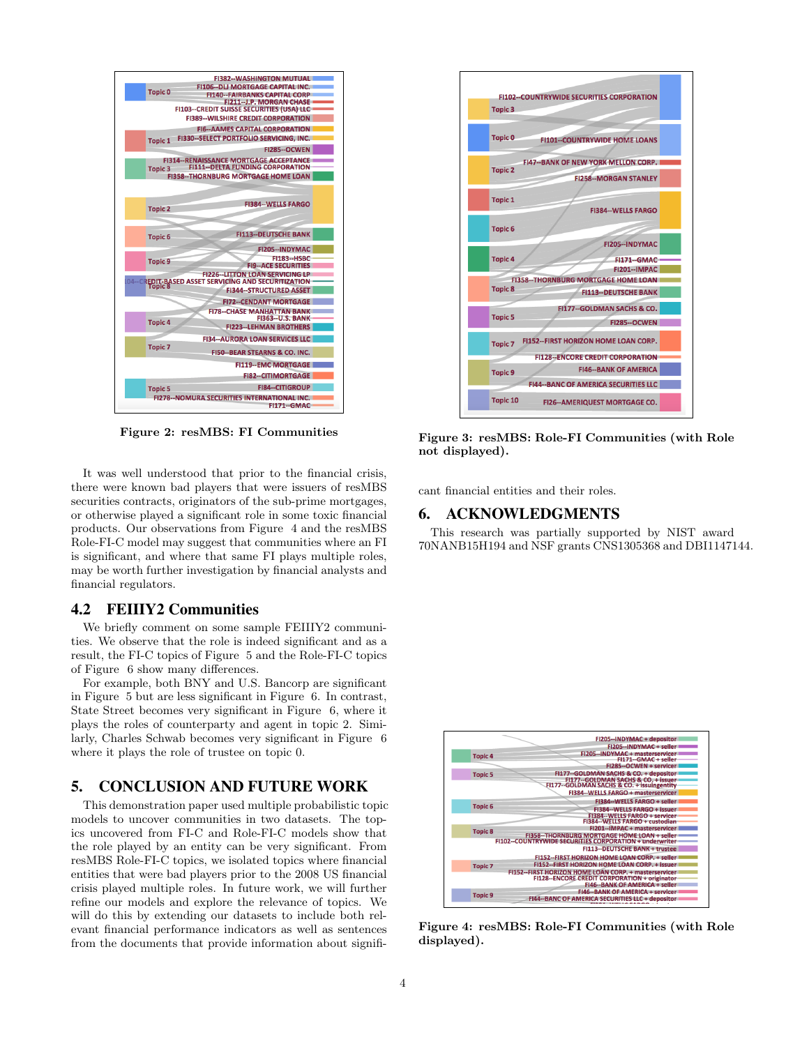Figure 2: resMBS: FI Communities

Figure 3: resMBS: Role-FI Communities (with Role not displayed).

It was well understood that prior to the financial crisis, there were known bad players that were issuers of resMBS securities contracts, originators of the sub-prime mortgages, or otherwise played a significant role in some toxic financial products. Our observations from Figure 4 and the resMBS Role-FI-C model may suggest that communities where an FI is significant, and where that same FI plays multiple roles, may be worth further investigation by financial analysts and financial regulators.

## 4.2 FEIIIY2 Communities

We briefly comment on some sample FEIIIY2 communities. We observe that the role is indeed significant and as a result, the FI-C topics of Figure 5 and the Role-FI-C topics of Figure 6 show many differences.

For example, both BNY and U.S. Bancorp are significant in Figure 5 but are less significant in Figure 6. In contrast, State Street becomes very significant in Figure 6, where it plays the roles of counterparty and agent in topic 2. Similarly, Charles Schwab becomes very significant in Figure 6 where it plays the role of trustee on topic 0.

# 5. CONCLUSION AND FUTURE WORK

This demonstration paper used multiple probabilistic topic models to uncover communities in two datasets. The topics uncovered from FI-C and Role-FI-C models show that the role played by an entity can be very significant. From resMBS Role-FI-C topics, we isolated topics where financial entities that were bad players prior to the 2008 US financial crisis played multiple roles. In future work, we will further refine our models and explore the relevance of topics. We will do this by extending our datasets to include both relevant financial performance indicators as well as sentences from the documents that provide information about significant financial entities and their roles.

# 6. ACKNOWLEDGMENTS

This research was partially supported by NIST award 70NANB15H194 and NSF grants CNS1305368 and DBI1147144.

Figure 4: resMBS: Role-FI Communities (with Role displayed).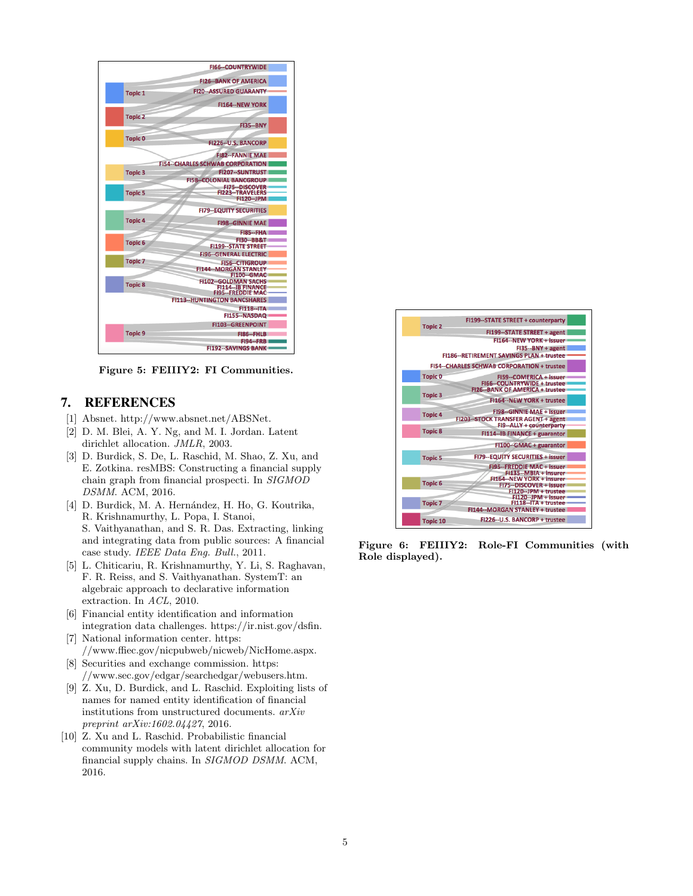Topic 1
Topic 2
Topic 0
Topic 3
Topic 5
Topic 4
Topic 6
Topic 7
Topic 8
Topic 9

FI66--COUNTRYWIDE
FI26--BANK OF AMERICA
FI20--ASSURED GUARANTY
FI164--NEW YORK
FI35--BNY
FI226--U.S. BANCORP
FI82--FANNIE MAE
FI54--CHARLES SCHWAB CORPORATION
FI207--SUNTRUST
FI58--COLONIAL BANCGROUP
FI75--DISCOVER
FI223--TRAVELERS
FI120--JPM
FI79--EQUITY SECURITIES
FI98--GINNIE MAE
FI85--FHA
FI30--BB&T
FI199--STATE STREET
FI96--GENERAL ELECTRIC
FI56--CITIGROUP
FI144--MORGAN STANLEY
FI100--GMAC
FI102--GOLDMAN SACHS
FI114--IB FINANCE
FI95--FREDDIE MAC
FI113--HUNTINGTON BANCSHARES
FI118--ITA
FI155--NASDAQ
FI103--GREENPOINT
FI86--FHLB
FI94--FRB
FI192--SAVINGS BANK

**Figure 5: FEIIIY2: FI Communities.**

Topic 2
Topic 0
Topic 3
Topic 4
Topic 8
Topic 5
Topic 6
Topic 7
Topic 10

FI199--STATE STREET + counterparty
FI199--STATE STREET + agent
FI164--NEW YORK + issuer
FI35--BNY + agent
FI186--RETIREMENT SAVINGS PLAN + trustee
FI54--CHARLES SCHWAB CORPORATION + trustee
FI59--COMERICA + issuer
FI66--COUNTRYWIDE + trustee
FI26--BANK OF AMERICA + trustee
FI164--NEW YORK + trustee
FI98--GINNIE MAE + issuer
FI203--STOCK TRANSFER AGENT + agent
FI9--ALLY + counterparty
FI114--IB FINANCE + guarantor
FI100--GMAC + guarantor
FI79--EQUITY SECURITIES + issuer
FI95--FREDDIE MAC + issuer
FI135--MBIA + insurer
FI164--NEW YORK + insurer
FI75--DISCOVER + issuer
FI120--JPM + trustee
FI120--JPM + issuer
FI118--ITA + trustee
FI144--MORGAN STANLEY + trustee
FI226--U.S. BANCORP + trustee

**Figure 6: FEIIIY2: Role-FI Communities (with Role displayed).**

## 7. REFERENCES

[1] Absnet. http://www.absnet.net/ABSNet.

[2] D. M. Blei, A. Y. Ng, and M. I. Jordan. Latent dirichlet allocation. *JMLR*, 2003.

[3] D. Burdick, S. De, L. Raschid, M. Shao, Z. Xu, and E. Zotkina. resMBS: Constructing a financial supply chain graph from financial prospecti. In *SIGMOD DSMM*. ACM, 2016.

[4] D. Burdick, M. A. Hernández, H. Ho, G. Koutrika, R. Krishnamurthy, L. Popa, I. Stanoi, S. Vaithyanathan, and S. R. Das. Extracting, linking and integrating data from public sources: A financial case study. *IEEE Data Eng. Bull.*, 2011.

[5] L. Chiticariu, R. Krishnamurthy, Y. Li, S. Raghavan, F. R. Reiss, and S. Vaithyanathan. SystemT: an algebraic approach to declarative information extraction. In *ACL*, 2010.

[6] Financial entity identification and information integration data challenges. https://ir.nist.gov/dsfin.

[7] National information center. https://www.ffiec.gov/nicpubweb/nicweb/NicHome.aspx.

[8] Securities and exchange commission. https://www.sec.gov/edgar/searchedgar/webusers.htm.

[9] Z. Xu, D. Burdick, and L. Raschid. Exploiting lists of names for named entity identification of financial institutions from unstructured documents. *arXiv preprint arXiv:1602.04427*, 2016.

[10] Z. Xu and L. Raschid. Probabilistic financial community models with latent dirichlet allocation for financial supply chains. In *SIGMOD DSMM*. ACM, 2016.